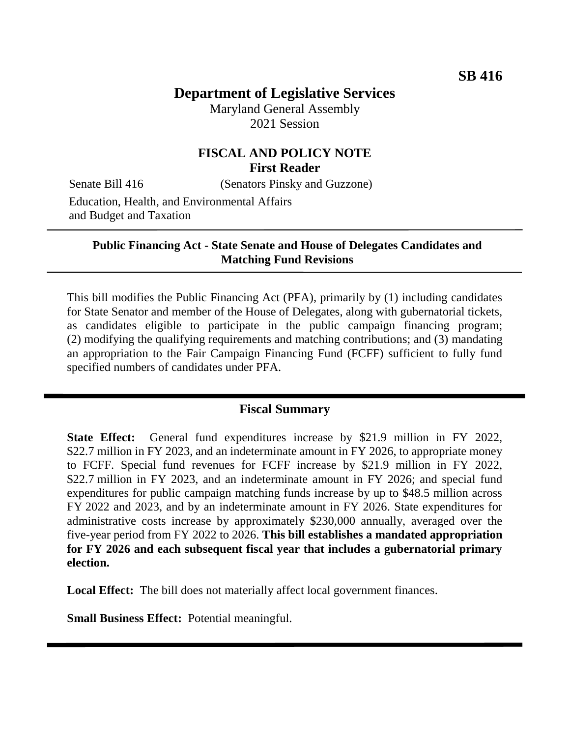**SB 416**

# Department of Legislative Services

Maryland General Assembly
2021 Session

## FISCAL AND POLICY NOTE
**First Reader**

Senate Bill 416 (Senators Pinsky and Guzzone)

Education, Health, and Environmental Affairs
and Budget and Taxation

---

**Public Financing Act - State Senate and House of Delegates Candidates and Matching Fund Revisions**

---

This bill modifies the Public Financing Act (PFA), primarily by (1) including candidates for State Senator and member of the House of Delegates, along with gubernatorial tickets, as candidates eligible to participate in the public campaign financing program; (2) modifying the qualifying requirements and matching contributions; and (3) mandating an appropriation to the Fair Campaign Financing Fund (FCFF) sufficient to fully fund specified numbers of candidates under PFA.

---

## Fiscal Summary

**State Effect:** General fund expenditures increase by $21.9 million in FY 2022, $22.7 million in FY 2023, and an indeterminate amount in FY 2026, to appropriate money to FCFF. Special fund revenues for FCFF increase by $21.9 million in FY 2022, $22.7 million in FY 2023, and an indeterminate amount in FY 2026; and special fund expenditures for public campaign matching funds increase by up to $48.5 million across FY 2022 and 2023, and by an indeterminate amount in FY 2026. State expenditures for administrative costs increase by approximately $230,000 annually, averaged over the five-year period from FY 2022 to 2026. **This bill establishes a mandated appropriation for FY 2026 and each subsequent fiscal year that includes a gubernatorial primary election.**

**Local Effect:** The bill does not materially affect local government finances.

**Small Business Effect:** Potential meaningful.

---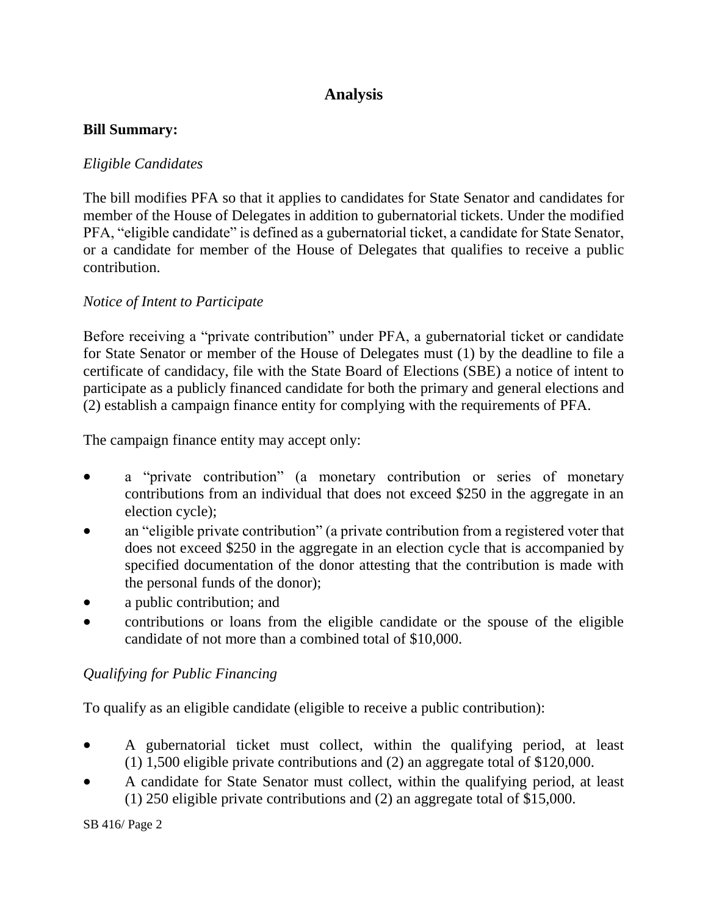## Analysis

**Bill Summary:**

*Eligible Candidates*

The bill modifies PFA so that it applies to candidates for State Senator and candidates for member of the House of Delegates in addition to gubernatorial tickets. Under the modified PFA, "eligible candidate" is defined as a gubernatorial ticket, a candidate for State Senator, or a candidate for member of the House of Delegates that qualifies to receive a public contribution.

*Notice of Intent to Participate*

Before receiving a "private contribution" under PFA, a gubernatorial ticket or candidate for State Senator or member of the House of Delegates must (1) by the deadline to file a certificate of candidacy, file with the State Board of Elections (SBE) a notice of intent to participate as a publicly financed candidate for both the primary and general elections and (2) establish a campaign finance entity for complying with the requirements of PFA.

The campaign finance entity may accept only:

- a "private contribution" (a monetary contribution or series of monetary contributions from an individual that does not exceed $250 in the aggregate in an election cycle);
- an "eligible private contribution" (a private contribution from a registered voter that does not exceed $250 in the aggregate in an election cycle that is accompanied by specified documentation of the donor attesting that the contribution is made with the personal funds of the donor);
- a public contribution; and
- contributions or loans from the eligible candidate or the spouse of the eligible candidate of not more than a combined total of $10,000.

*Qualifying for Public Financing*

To qualify as an eligible candidate (eligible to receive a public contribution):

- A gubernatorial ticket must collect, within the qualifying period, at least (1) 1,500 eligible private contributions and (2) an aggregate total of $120,000.
- A candidate for State Senator must collect, within the qualifying period, at least (1) 250 eligible private contributions and (2) an aggregate total of $15,000.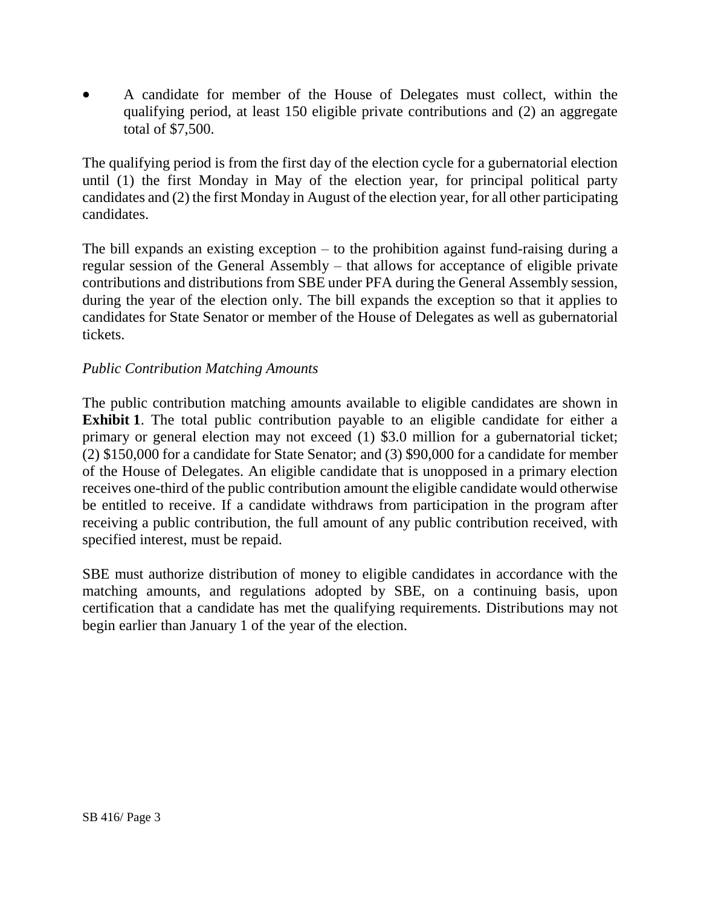- A candidate for member of the House of Delegates must collect, within the qualifying period, at least 150 eligible private contributions and (2) an aggregate total of $7,500.

The qualifying period is from the first day of the election cycle for a gubernatorial election until (1) the first Monday in May of the election year, for principal political party candidates and (2) the first Monday in August of the election year, for all other participating candidates.

The bill expands an existing exception – to the prohibition against fund-raising during a regular session of the General Assembly – that allows for acceptance of eligible private contributions and distributions from SBE under PFA during the General Assembly session, during the year of the election only. The bill expands the exception so that it applies to candidates for State Senator or member of the House of Delegates as well as gubernatorial tickets.

*Public Contribution Matching Amounts*

The public contribution matching amounts available to eligible candidates are shown in **Exhibit 1**. The total public contribution payable to an eligible candidate for either a primary or general election may not exceed (1) $3.0 million for a gubernatorial ticket; (2) $150,000 for a candidate for State Senator; and (3) $90,000 for a candidate for member of the House of Delegates. An eligible candidate that is unopposed in a primary election receives one-third of the public contribution amount the eligible candidate would otherwise be entitled to receive. If a candidate withdraws from participation in the program after receiving a public contribution, the full amount of any public contribution received, with specified interest, must be repaid.

SBE must authorize distribution of money to eligible candidates in accordance with the matching amounts, and regulations adopted by SBE, on a continuing basis, upon certification that a candidate has met the qualifying requirements. Distributions may not begin earlier than January 1 of the year of the election.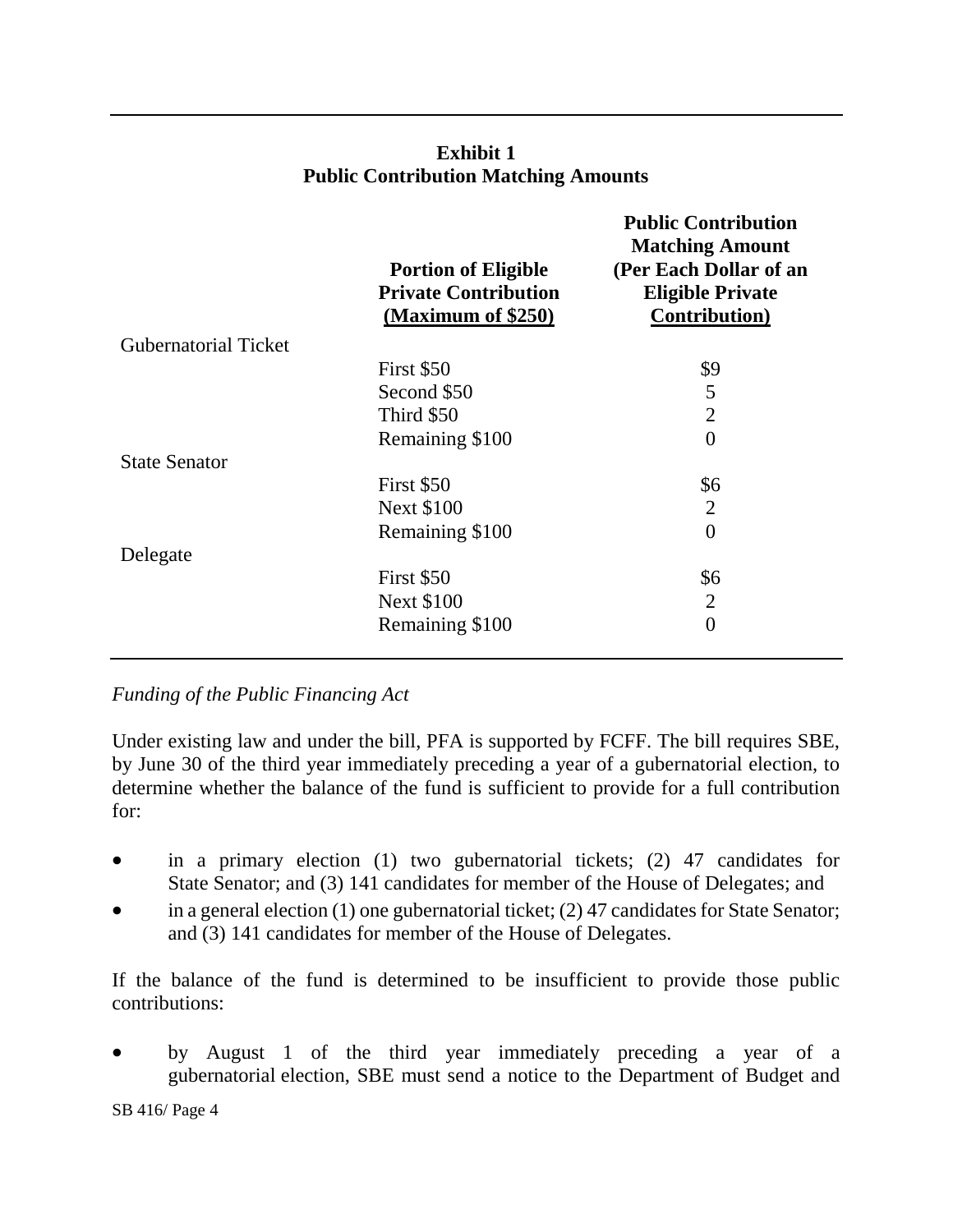**Exhibit 1**
**Public Contribution Matching Amounts**

| | Portion of Eligible Private Contribution (Maximum of $250) | Public Contribution Matching Amount (Per Each Dollar of an Eligible Private Contribution) |
|---|---|---|
| Gubernatorial Ticket | | |
| | First $50 | $9 |
| | Second $50 | 5 |
| | Third $50 | 2 |
| | Remaining $100 | 0 |
| State Senator | | |
| | First $50 | $6 |
| | Next $100 | 2 |
| | Remaining $100 | 0 |
| Delegate | | |
| | First $50 | $6 |
| | Next $100 | 2 |
| | Remaining $100 | 0 |

*Funding of the Public Financing Act*

Under existing law and under the bill, PFA is supported by FCFF. The bill requires SBE, by June 30 of the third year immediately preceding a year of a gubernatorial election, to determine whether the balance of the fund is sufficient to provide for a full contribution for:

- in a primary election (1) two gubernatorial tickets; (2) 47 candidates for State Senator; and (3) 141 candidates for member of the House of Delegates; and
- in a general election (1) one gubernatorial ticket; (2) 47 candidates for State Senator; and (3) 141 candidates for member of the House of Delegates.

If the balance of the fund is determined to be insufficient to provide those public contributions:

- by August 1 of the third year immediately preceding a year of a gubernatorial election, SBE must send a notice to the Department of Budget and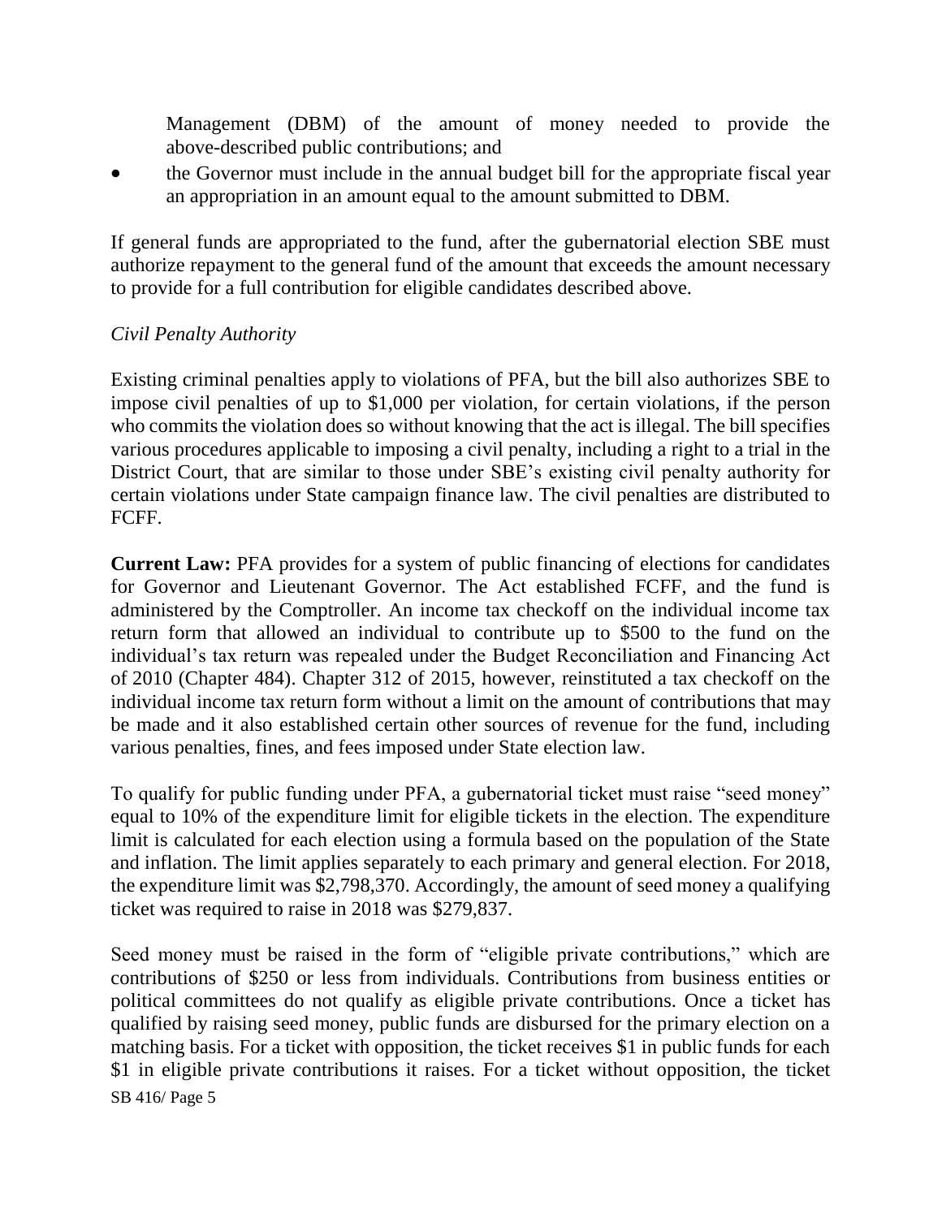Management (DBM) of the amount of money needed to provide the above-described public contributions; and

- the Governor must include in the annual budget bill for the appropriate fiscal year an appropriation in an amount equal to the amount submitted to DBM.

If general funds are appropriated to the fund, after the gubernatorial election SBE must authorize repayment to the general fund of the amount that exceeds the amount necessary to provide for a full contribution for eligible candidates described above.

*Civil Penalty Authority*

Existing criminal penalties apply to violations of PFA, but the bill also authorizes SBE to impose civil penalties of up to $1,000 per violation, for certain violations, if the person who commits the violation does so without knowing that the act is illegal. The bill specifies various procedures applicable to imposing a civil penalty, including a right to a trial in the District Court, that are similar to those under SBE's existing civil penalty authority for certain violations under State campaign finance law. The civil penalties are distributed to FCFF.

**Current Law:** PFA provides for a system of public financing of elections for candidates for Governor and Lieutenant Governor. The Act established FCFF, and the fund is administered by the Comptroller. An income tax checkoff on the individual income tax return form that allowed an individual to contribute up to $500 to the fund on the individual's tax return was repealed under the Budget Reconciliation and Financing Act of 2010 (Chapter 484). Chapter 312 of 2015, however, reinstituted a tax checkoff on the individual income tax return form without a limit on the amount of contributions that may be made and it also established certain other sources of revenue for the fund, including various penalties, fines, and fees imposed under State election law.

To qualify for public funding under PFA, a gubernatorial ticket must raise "seed money" equal to 10% of the expenditure limit for eligible tickets in the election. The expenditure limit is calculated for each election using a formula based on the population of the State and inflation. The limit applies separately to each primary and general election. For 2018, the expenditure limit was $2,798,370. Accordingly, the amount of seed money a qualifying ticket was required to raise in 2018 was $279,837.

Seed money must be raised in the form of "eligible private contributions," which are contributions of $250 or less from individuals. Contributions from business entities or political committees do not qualify as eligible private contributions. Once a ticket has qualified by raising seed money, public funds are disbursed for the primary election on a matching basis. For a ticket with opposition, the ticket receives $1 in public funds for each $1 in eligible private contributions it raises. For a ticket without opposition, the ticket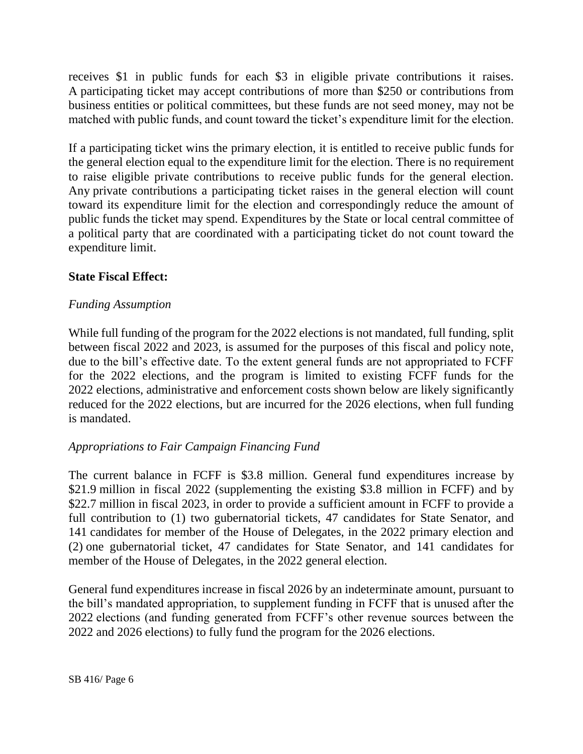receives $1 in public funds for each $3 in eligible private contributions it raises. A participating ticket may accept contributions of more than $250 or contributions from business entities or political committees, but these funds are not seed money, may not be matched with public funds, and count toward the ticket's expenditure limit for the election.

If a participating ticket wins the primary election, it is entitled to receive public funds for the general election equal to the expenditure limit for the election. There is no requirement to raise eligible private contributions to receive public funds for the general election. Any private contributions a participating ticket raises in the general election will count toward its expenditure limit for the election and correspondingly reduce the amount of public funds the ticket may spend. Expenditures by the State or local central committee of a political party that are coordinated with a participating ticket do not count toward the expenditure limit.

**State Fiscal Effect:**

*Funding Assumption*

While full funding of the program for the 2022 elections is not mandated, full funding, split between fiscal 2022 and 2023, is assumed for the purposes of this fiscal and policy note, due to the bill's effective date. To the extent general funds are not appropriated to FCFF for the 2022 elections, and the program is limited to existing FCFF funds for the 2022 elections, administrative and enforcement costs shown below are likely significantly reduced for the 2022 elections, but are incurred for the 2026 elections, when full funding is mandated.

*Appropriations to Fair Campaign Financing Fund*

The current balance in FCFF is $3.8 million. General fund expenditures increase by $21.9 million in fiscal 2022 (supplementing the existing $3.8 million in FCFF) and by $22.7 million in fiscal 2023, in order to provide a sufficient amount in FCFF to provide a full contribution to (1) two gubernatorial tickets, 47 candidates for State Senator, and 141 candidates for member of the House of Delegates, in the 2022 primary election and (2) one gubernatorial ticket, 47 candidates for State Senator, and 141 candidates for member of the House of Delegates, in the 2022 general election.

General fund expenditures increase in fiscal 2026 by an indeterminate amount, pursuant to the bill's mandated appropriation, to supplement funding in FCFF that is unused after the 2022 elections (and funding generated from FCFF's other revenue sources between the 2022 and 2026 elections) to fully fund the program for the 2026 elections.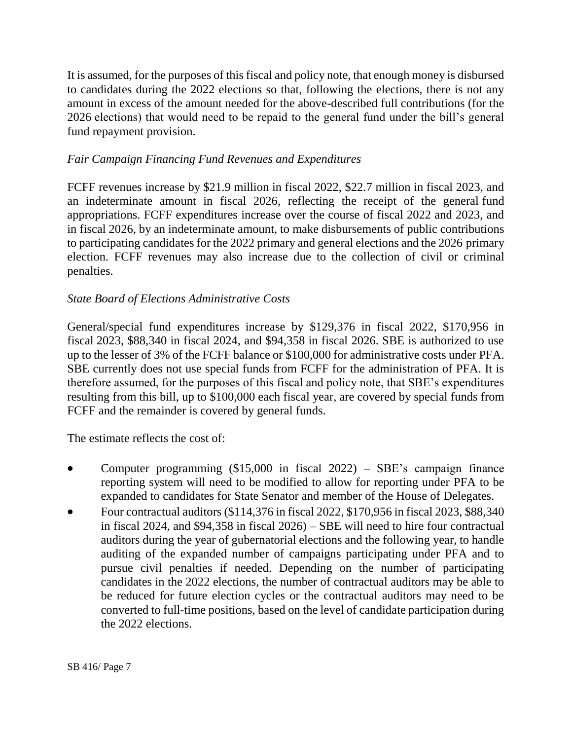It is assumed, for the purposes of this fiscal and policy note, that enough money is disbursed to candidates during the 2022 elections so that, following the elections, there is not any amount in excess of the amount needed for the above-described full contributions (for the 2026 elections) that would need to be repaid to the general fund under the bill's general fund repayment provision.

*Fair Campaign Financing Fund Revenues and Expenditures*

FCFF revenues increase by $21.9 million in fiscal 2022, $22.7 million in fiscal 2023, and an indeterminate amount in fiscal 2026, reflecting the receipt of the general fund appropriations. FCFF expenditures increase over the course of fiscal 2022 and 2023, and in fiscal 2026, by an indeterminate amount, to make disbursements of public contributions to participating candidates for the 2022 primary and general elections and the 2026 primary election. FCFF revenues may also increase due to the collection of civil or criminal penalties.

*State Board of Elections Administrative Costs*

General/special fund expenditures increase by $129,376 in fiscal 2022, $170,956 in fiscal 2023, $88,340 in fiscal 2024, and $94,358 in fiscal 2026. SBE is authorized to use up to the lesser of 3% of the FCFF balance or $100,000 for administrative costs under PFA. SBE currently does not use special funds from FCFF for the administration of PFA. It is therefore assumed, for the purposes of this fiscal and policy note, that SBE's expenditures resulting from this bill, up to $100,000 each fiscal year, are covered by special funds from FCFF and the remainder is covered by general funds.

The estimate reflects the cost of:

- Computer programming ($15,000 in fiscal 2022) – SBE's campaign finance reporting system will need to be modified to allow for reporting under PFA to be expanded to candidates for State Senator and member of the House of Delegates.
- Four contractual auditors ($114,376 in fiscal 2022, $170,956 in fiscal 2023, $88,340 in fiscal 2024, and $94,358 in fiscal 2026) – SBE will need to hire four contractual auditors during the year of gubernatorial elections and the following year, to handle auditing of the expanded number of campaigns participating under PFA and to pursue civil penalties if needed. Depending on the number of participating candidates in the 2022 elections, the number of contractual auditors may be able to be reduced for future election cycles or the contractual auditors may need to be converted to full-time positions, based on the level of candidate participation during the 2022 elections.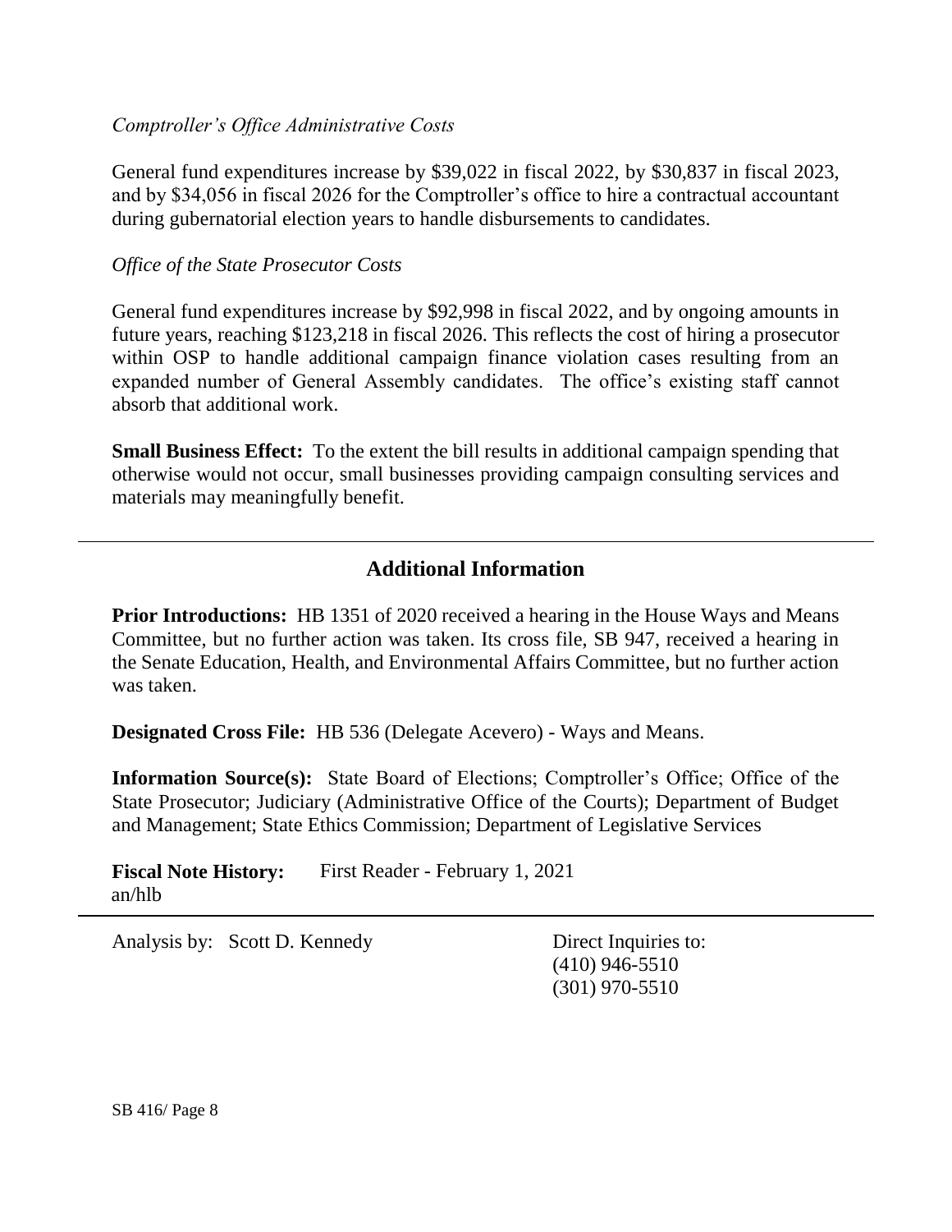*Comptroller's Office Administrative Costs*

General fund expenditures increase by $39,022 in fiscal 2022, by $30,837 in fiscal 2023, and by $34,056 in fiscal 2026 for the Comptroller's office to hire a contractual accountant during gubernatorial election years to handle disbursements to candidates.

*Office of the State Prosecutor Costs*

General fund expenditures increase by $92,998 in fiscal 2022, and by ongoing amounts in future years, reaching $123,218 in fiscal 2026. This reflects the cost of hiring a prosecutor within OSP to handle additional campaign finance violation cases resulting from an expanded number of General Assembly candidates. The office's existing staff cannot absorb that additional work.

**Small Business Effect:** To the extent the bill results in additional campaign spending that otherwise would not occur, small businesses providing campaign consulting services and materials may meaningfully benefit.

---

## Additional Information

**Prior Introductions:** HB 1351 of 2020 received a hearing in the House Ways and Means Committee, but no further action was taken. Its cross file, SB 947, received a hearing in the Senate Education, Health, and Environmental Affairs Committee, but no further action was taken.

**Designated Cross File:** HB 536 (Delegate Acevero) - Ways and Means.

**Information Source(s):** State Board of Elections; Comptroller's Office; Office of the State Prosecutor; Judiciary (Administrative Office of the Courts); Department of Budget and Management; State Ethics Commission; Department of Legislative Services

**Fiscal Note History:** First Reader - February 1, 2021
an/hlb

---

Analysis by: Scott D. Kennedy

Direct Inquiries to:
(410) 946-5510
(301) 970-5510